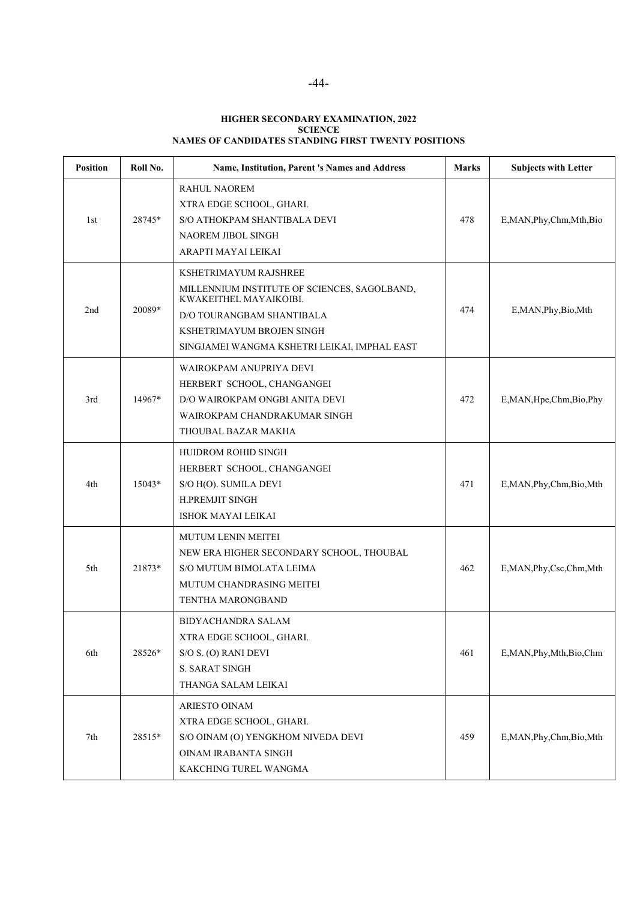**HIGHER SECONDARY EXAMINATION, 2022**
**SCIENCE**
**NAMES OF CANDIDATES STANDING FIRST TWENTY POSITIONS**

| Position | Roll No. | Name, Institution, Parent 's Names and Address | Marks | Subjects with Letter |
|---|---|---|---|---|
| 1st | 28745* | RAHUL NAOREM<br>XTRA EDGE SCHOOL, GHARI.<br>S/O ATHOKPAM SHANTIBALA DEVI<br>NAOREM JIBOL SINGH<br>ARAPTI MAYAI LEIKAI | 478 | E,MAN,Phy,Chm,Mth,Bio |
| 2nd | 20089* | KSHETRIMAYUM RAJSHREE<br>MILLENNIUM INSTITUTE OF SCIENCES, SAGOLBAND, KWAKEITHEL MAYAIKOIBI.<br>D/O TOURANGBAM SHANTIBALA<br>KSHETRIMAYUM BROJEN SINGH<br>SINGJAMEI WANGMA KSHETRI LEIKAI, IMPHAL EAST | 474 | E,MAN,Phy,Bio,Mth |
| 3rd | 14967* | WAIROKPAM ANUPRIYA DEVI<br>HERBERT SCHOOL, CHANGANGEI<br>D/O WAIROKPAM ONGBI ANITA DEVI<br>WAIROKPAM CHANDRAKUMAR SINGH<br>THOUBAL BAZAR MAKHA | 472 | E,MAN,Hpe,Chm,Bio,Phy |
| 4th | 15043* | HUIDROM ROHID SINGH<br>HERBERT SCHOOL, CHANGANGEI<br>S/O H(O). SUMILA DEVI<br>H.PREMJIT SINGH<br>ISHOK MAYAI LEIKAI | 471 | E,MAN,Phy,Chm,Bio,Mth |
| 5th | 21873* | MUTUM LENIN MEITEI<br>NEW ERA HIGHER SECONDARY SCHOOL, THOUBAL<br>S/O MUTUM BIMOLATA LEIMA<br>MUTUM CHANDRASING MEITEI<br>TENTHA MARONGBAND | 462 | E,MAN,Phy,Csc,Chm,Mth |
| 6th | 28526* | BIDYACHANDRA SALAM<br>XTRA EDGE SCHOOL, GHARI.<br>S/O S. (O) RANI DEVI<br>S. SARAT SINGH<br>THANGA SALAM LEIKAI | 461 | E,MAN,Phy,Mth,Bio,Chm |
| 7th | 28515* | ARIESTO OINAM<br>XTRA EDGE SCHOOL, GHARI.<br>S/O OINAM (O) YENGKHOM NIVEDA DEVI<br>OINAM IRABANTA SINGH<br>KAKCHING TUREL WANGMA | 459 | E,MAN,Phy,Chm,Bio,Mth |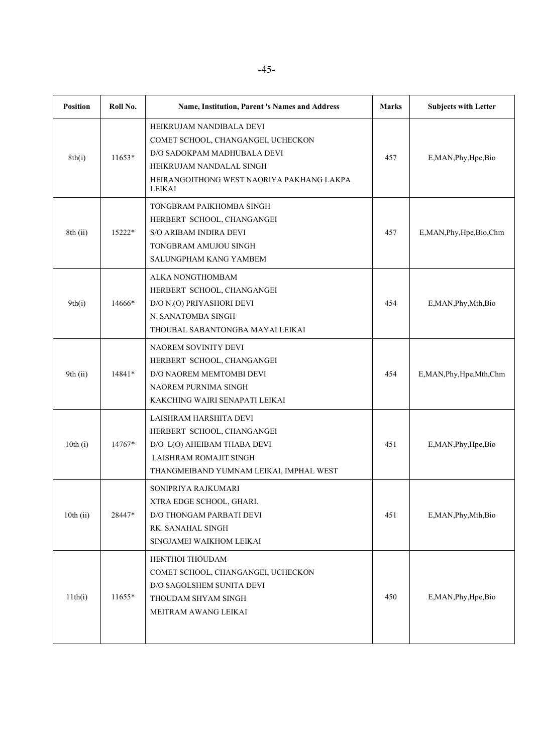| Position | Roll No. | Name, Institution, Parent 's Names and Address | Marks | Subjects with Letter |
|---|---|---|---|---|
| 8th(i) | 11653* | HEIKRUJAM NANDIBALA DEVI<br>COMET SCHOOL, CHANGANGEI, UCHECKON<br>D/O SADOKPAM MADHUBALA DEVI<br>HEIKRUJAM NANDALAL SINGH<br>HEIRANGOITHONG WEST NAORIYA PAKHANG LAKPA LEIKAI | 457 | E,MAN,Phy,Hpe,Bio |
| 8th (ii) | 15222* | TONGBRAM PAIKHOMBA SINGH<br>HERBERT SCHOOL, CHANGANGEI<br>S/O ARIBAM INDIRA DEVI<br>TONGBRAM AMUJOU SINGH<br>SALUNGPHAM KANG YAMBEM | 457 | E,MAN,Phy,Hpe,Bio,Chm |
| 9th(i) | 14666* | ALKA NONGTHOMBAM<br>HERBERT SCHOOL, CHANGANGEI<br>D/O N.(O) PRIYASHORI DEVI<br>N. SANATOMBA SINGH<br>THOUBAL SABANTONGBA MAYAI LEIKAI | 454 | E,MAN,Phy,Mth,Bio |
| 9th (ii) | 14841* | NAOREM SOVINITY DEVI<br>HERBERT SCHOOL, CHANGANGEI<br>D/O NAOREM MEMTOMBI DEVI<br>NAOREM PURNIMA SINGH<br>KAKCHING WAIRI SENAPATI LEIKAI | 454 | E,MAN,Phy,Hpe,Mth,Chm |
| 10th (i) | 14767* | LAISHRAM HARSHITA DEVI<br>HERBERT SCHOOL, CHANGANGEI<br>D/O L(O) AHEIBAM THABA DEVI<br>LAISHRAM ROMAJIT SINGH<br>THANGMEIBAND YUMNAM LEIKAI, IMPHAL WEST | 451 | E,MAN,Phy,Hpe,Bio |
| 10th (ii) | 28447* | SONIPRIYA RAJKUMARI<br>XTRA EDGE SCHOOL, GHARI.<br>D/O THONGAM PARBATI DEVI<br>RK. SANAHAL SINGH<br>SINGJAMEI WAIKHOM LEIKAI | 451 | E,MAN,Phy,Mth,Bio |
| 11th(i) | 11655* | HENTHOI THOUDAM<br>COMET SCHOOL, CHANGANGEI, UCHECKON<br>D/O SAGOLSHEM SUNITA DEVI<br>THOUDAM SHYAM SINGH<br>MEITRAM AWANG LEIKAI | 450 | E,MAN,Phy,Hpe,Bio |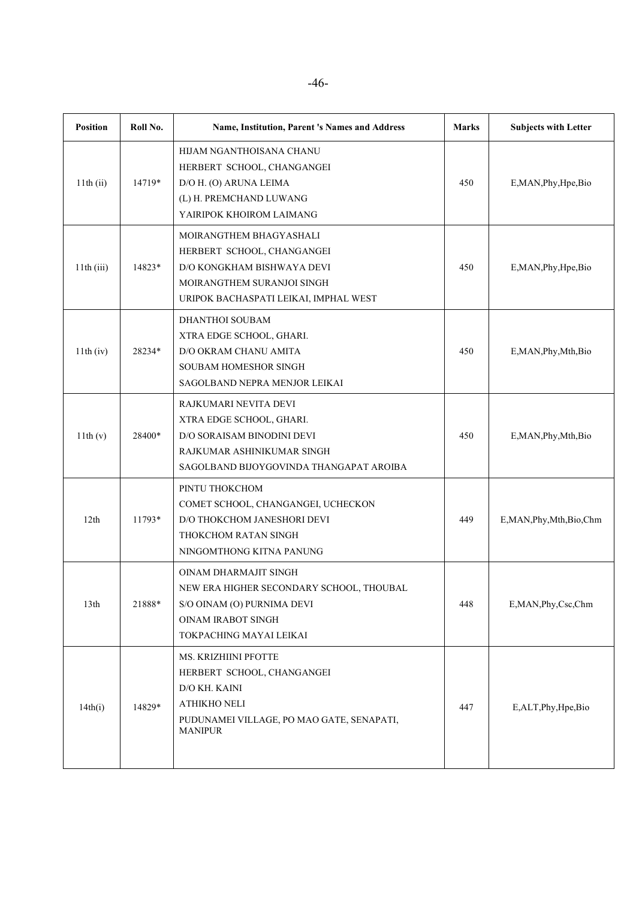| Position | Roll No. | Name, Institution, Parent 's Names and Address | Marks | Subjects with Letter |
|---|---|---|---|---|
| 11th (ii) | 14719* | HIJAM NGANTHOISANA CHANU<br>HERBERT SCHOOL, CHANGANGEI<br>D/O H. (O) ARUNA LEIMA<br>(L) H. PREMCHAND LUWANG<br>YAIRIPOK KHOIROM LAIMANG | 450 | E,MAN,Phy,Hpe,Bio |
| 11th (iii) | 14823* | MOIRANGTHEM BHAGYASHALI<br>HERBERT SCHOOL, CHANGANGEI<br>D/O KONGKHAM BISHWAYA DEVI<br>MOIRANGTHEM SURANJOI SINGH<br>URIPOK BACHASPATI LEIKAI, IMPHAL WEST | 450 | E,MAN,Phy,Hpe,Bio |
| 11th (iv) | 28234* | DHANTHOI SOUBAM<br>XTRA EDGE SCHOOL, GHARI.<br>D/O OKRAM CHANU AMITA<br>SOUBAM HOMESHOR SINGH<br>SAGOLBAND NEPRA MENJOR LEIKAI | 450 | E,MAN,Phy,Mth,Bio |
| 11th (v) | 28400* | RAJKUMARI NEVITA DEVI<br>XTRA EDGE SCHOOL, GHARI.<br>D/O SORAISAM BINODINI DEVI<br>RAJKUMAR ASHINIKUMAR SINGH<br>SAGOLBAND BIJOYGOVINDA THANGAPAT AROIBA | 450 | E,MAN,Phy,Mth,Bio |
| 12th | 11793* | PINTU THOKCHOM<br>COMET SCHOOL, CHANGANGEI, UCHECKON<br>D/O THOKCHOM JANESHORI DEVI<br>THOKCHOM RATAN SINGH<br>NINGOMTHONG KITNA PANUNG | 449 | E,MAN,Phy,Mth,Bio,Chm |
| 13th | 21888* | OINAM DHARMAJIT SINGH<br>NEW ERA HIGHER SECONDARY SCHOOL, THOUBAL<br>S/O OINAM (O) PURNIMA DEVI<br>OINAM IRABOT SINGH<br>TOKPACHING MAYAI LEIKAI | 448 | E,MAN,Phy,Csc,Chm |
| 14th(i) | 14829* | MS. KRIZHIINI PFOTTE<br>HERBERT SCHOOL, CHANGANGEI<br>D/O KH. KAINI<br>ATHIKHO NELI<br>PUDUNAMEI VILLAGE, PO MAO GATE, SENAPATI, MANIPUR | 447 | E,ALT,Phy,Hpe,Bio |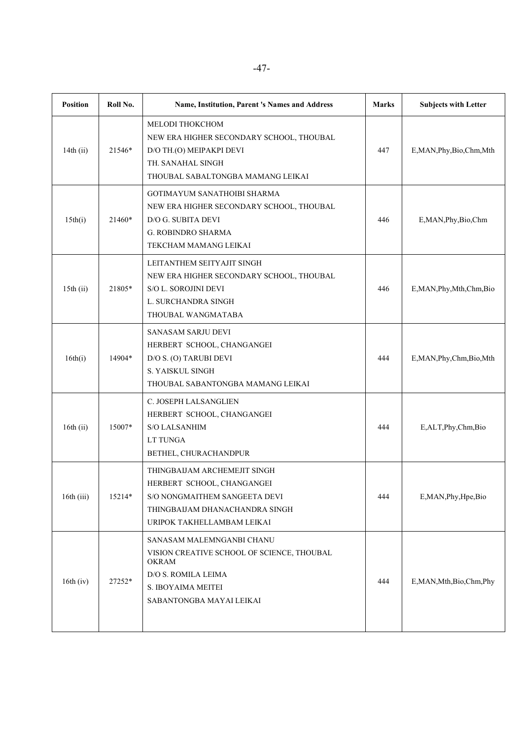| Position | Roll No. | Name, Institution, Parent 's Names and Address | Marks | Subjects with Letter |
|---|---|---|---|---|
| 14th (ii) | 21546* | MELODI THOKCHOM<br>NEW ERA HIGHER SECONDARY SCHOOL, THOUBAL<br>D/O TH.(O) MEIPAKPI DEVI<br>TH. SANAHAL SINGH<br>THOUBAL SABALTONGBA MAMANG LEIKAI | 447 | E,MAN,Phy,Bio,Chm,Mth |
| 15th(i) | 21460* | GOTIMAYUM SANATHOIBI SHARMA<br>NEW ERA HIGHER SECONDARY SCHOOL, THOUBAL<br>D/O G. SUBITA DEVI<br>G. ROBINDRO SHARMA<br>TEKCHAM MAMANG LEIKAI | 446 | E,MAN,Phy,Bio,Chm |
| 15th (ii) | 21805* | LEITANTHEM SEITYAJIT SINGH<br>NEW ERA HIGHER SECONDARY SCHOOL, THOUBAL<br>S/O L. SOROJINI DEVI<br>L. SURCHANDRA SINGH<br>THOUBAL WANGMATABA | 446 | E,MAN,Phy,Mth,Chm,Bio |
| 16th(i) | 14904* | SANASAM SARJU DEVI<br>HERBERT SCHOOL, CHANGANGEI<br>D/O S. (O) TARUBI DEVI<br>S. YAISKUL SINGH<br>THOUBAL SABANTONGBA MAMANG LEIKAI | 444 | E,MAN,Phy,Chm,Bio,Mth |
| 16th (ii) | 15007* | C. JOSEPH LALSANGLIEN<br>HERBERT SCHOOL, CHANGANGEI<br>S/O LALSANHIM<br>LT TUNGA<br>BETHEL, CHURACHANDPUR | 444 | E,ALT,Phy,Chm,Bio |
| 16th (iii) | 15214* | THINGBAIJAM ARCHEMEJIT SINGH<br>HERBERT SCHOOL, CHANGANGEI<br>S/O NONGMAITHEM SANGEETA DEVI<br>THINGBAIJAM DHANACHANDRA SINGH<br>URIPOK TAKHELLAMBAM LEIKAI | 444 | E,MAN,Phy,Hpe,Bio |
| 16th (iv) | 27252* | SANASAM MALEMNGANBI CHANU<br>VISION CREATIVE SCHOOL OF SCIENCE, THOUBAL OKRAM<br>D/O S. ROMILA LEIMA<br>S. IBOYAIMA MEITEI<br>SABANTONGBA MAYAI LEIKAI | 444 | E,MAN,Mth,Bio,Chm,Phy |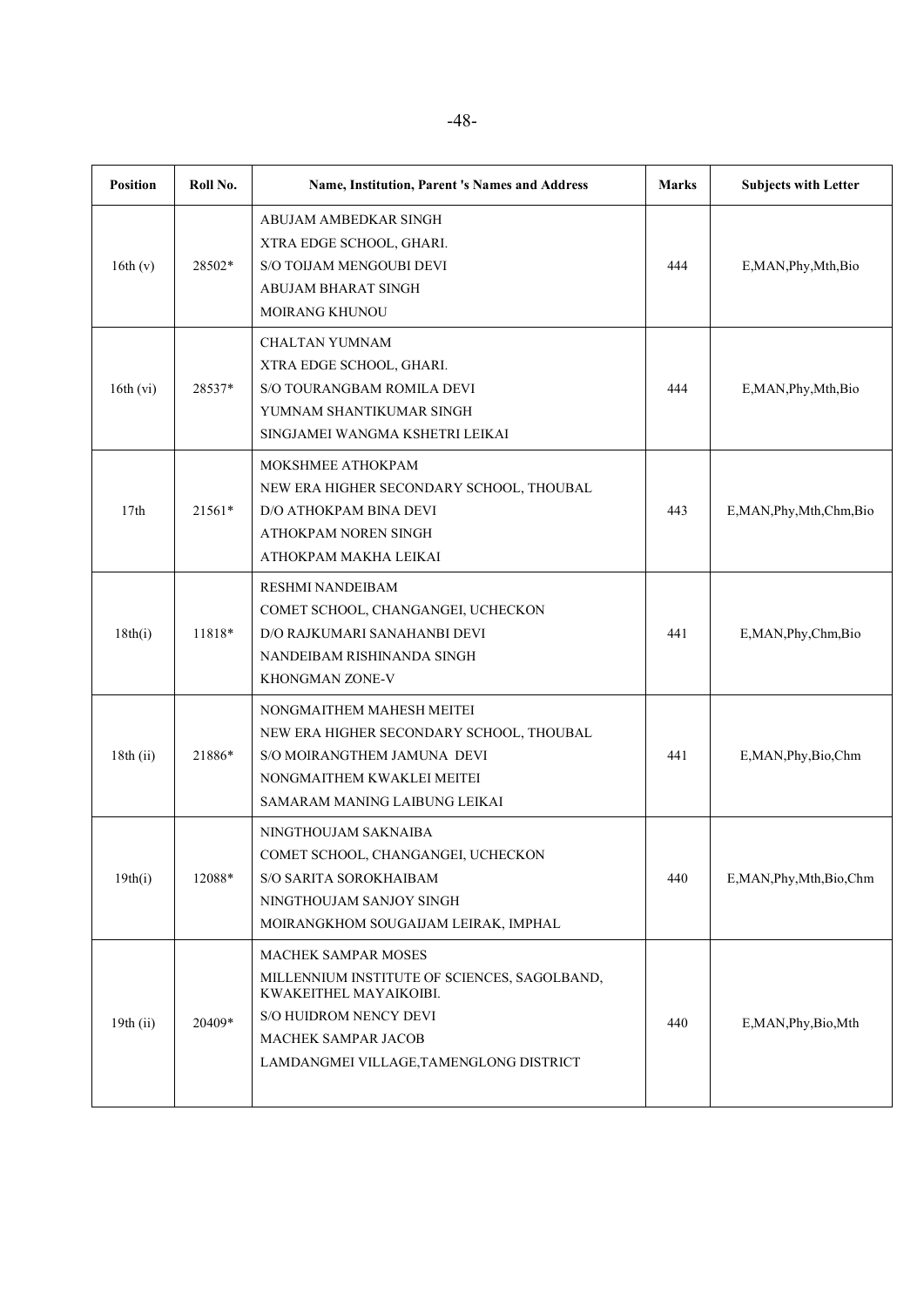| Position | Roll No. | Name, Institution, Parent 's Names and Address | Marks | Subjects with Letter |
|---|---|---|---|---|
| 16th (v) | 28502* | ABUJAM AMBEDKAR SINGH<br>XTRA EDGE SCHOOL, GHARI.<br>S/O TOIJAM MENGOUBI DEVI<br>ABUJAM BHARAT SINGH<br>MOIRANG KHUNOU | 444 | E,MAN,Phy,Mth,Bio |
| 16th (vi) | 28537* | CHALTAN YUMNAM<br>XTRA EDGE SCHOOL, GHARI.<br>S/O TOURANGBAM ROMILA DEVI<br>YUMNAM SHANTIKUMAR SINGH<br>SINGJAMEI WANGMA KSHETRI LEIKAI | 444 | E,MAN,Phy,Mth,Bio |
| 17th | 21561* | MOKSHMEE ATHOKPAM<br>NEW ERA HIGHER SECONDARY SCHOOL, THOUBAL<br>D/O ATHOKPAM BINA DEVI<br>ATHOKPAM NOREN SINGH<br>ATHOKPAM MAKHA LEIKAI | 443 | E,MAN,Phy,Mth,Chm,Bio |
| 18th(i) | 11818* | RESHMI NANDEIBAM<br>COMET SCHOOL, CHANGANGEI, UCHECKON<br>D/O RAJKUMARI SANAHANBI DEVI<br>NANDEIBAM RISHINANDA SINGH<br>KHONGMAN ZONE-V | 441 | E,MAN,Phy,Chm,Bio |
| 18th (ii) | 21886* | NONGMAITHEM MAHESH MEITEI<br>NEW ERA HIGHER SECONDARY SCHOOL, THOUBAL<br>S/O MOIRANGTHEM JAMUNA DEVI<br>NONGMAITHEM KWAKLEI MEITEI<br>SAMARAM MANING LAIBUNG LEIKAI | 441 | E,MAN,Phy,Bio,Chm |
| 19th(i) | 12088* | NINGTHOUJAM SAKNAIBA<br>COMET SCHOOL, CHANGANGEI, UCHECKON<br>S/O SARITA SOROKHAIBAM<br>NINGTHOUJAM SANJOY SINGH<br>MOIRANGKHOM SOUGAIJAM LEIRAK, IMPHAL | 440 | E,MAN,Phy,Mth,Bio,Chm |
| 19th (ii) | 20409* | MACHEK SAMPAR MOSES<br>MILLENNIUM INSTITUTE OF SCIENCES, SAGOLBAND, KWAKEITHEL MAYAIKOIBI.<br>S/O HUIDROM NENCY DEVI<br>MACHEK SAMPAR JACOB<br>LAMDANGMEI VILLAGE,TAMENGLONG DISTRICT | 440 | E,MAN,Phy,Bio,Mth |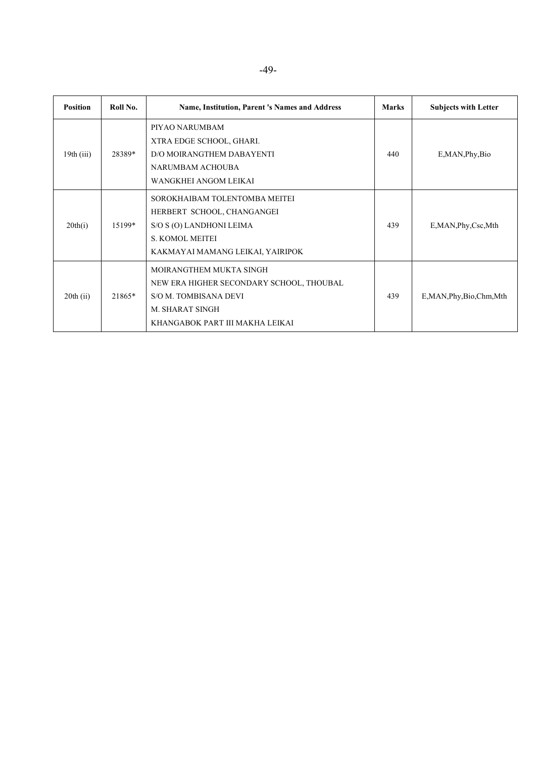| Position | Roll No. | Name, Institution, Parent 's Names and Address | Marks | Subjects with Letter |
|---|---|---|---|---|
| 19th (iii) | 28389* | PIYAO NARUMBAM<br>XTRA EDGE SCHOOL, GHARI.<br>D/O MOIRANGTHEM DABAYENTI<br>NARUMBAM ACHOUBA<br>WANGKHEI ANGOM LEIKAI | 440 | E,MAN,Phy,Bio |
| 20th(i) | 15199* | SOROKHAIBAM TOLENTOMBA MEITEI<br>HERBERT SCHOOL, CHANGANGEI<br>S/O S (O) LANDHONI LEIMA<br>S. KOMOL MEITEI<br>KAKMAYAI MAMANG LEIKAI, YAIRIPOK | 439 | E,MAN,Phy,Csc,Mth |
| 20th (ii) | 21865* | MOIRANGTHEM MUKTA SINGH<br>NEW ERA HIGHER SECONDARY SCHOOL, THOUBAL<br>S/O M. TOMBISANA DEVI<br>M. SHARAT SINGH<br>KHANGABOK PART III MAKHA LEIKAI | 439 | E,MAN,Phy,Bio,Chm,Mth |